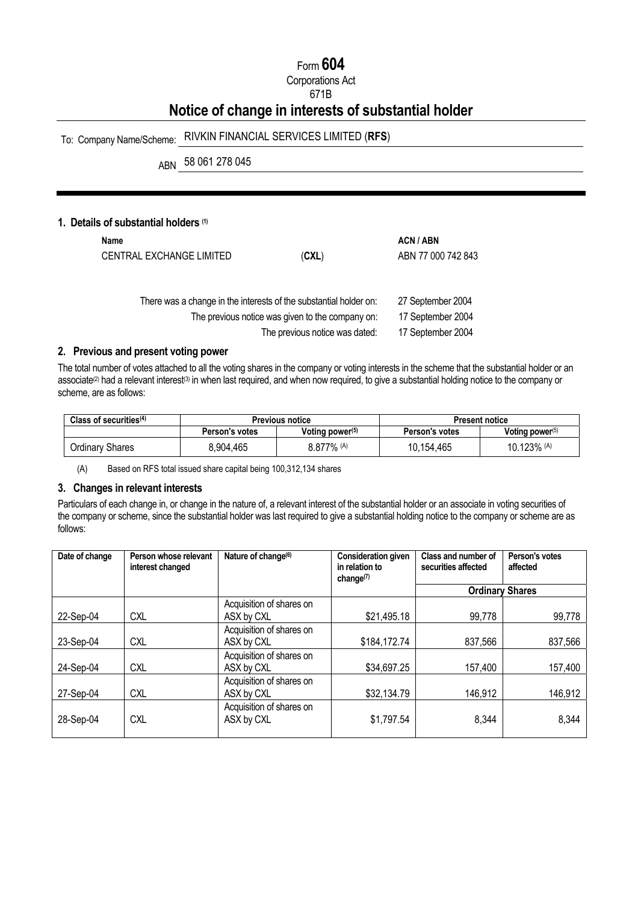Form **604**

Corporations Act

671B

# Notice of change in interests of substantial holder

To: Company Name/Scheme: RIVKIN FINANCIAL SERVICES LIMITED (**RFS**)

ABN 58 061 278 045

## 1. Details of substantial holders [(1)]

| Name | | ACN / ABN |
|---|---|---|
| CENTRAL EXCHANGE LIMITED | (**CXL**) | ABN 77 000 742 843 |

| | |
|---|---|
| There was a change in the interests of the substantial holder on: | 27 September 2004 |
| The previous notice was given to the company on: | 17 September 2004 |
| The previous notice was dated: | 17 September 2004 |

## 2. Previous and present voting power

The total number of votes attached to all the voting shares in the company or voting interests in the scheme that the substantial holder or an associate[(2)] had a relevant interest[(3)] in when last required, and when now required, to give a substantial holding notice to the company or scheme, are as follows:

| Class of securities[(4)] | Previous notice | | Present notice | |
|---|---|---|---|---|
| | Person's votes | Voting power[(5)] | Person's votes | Voting power[(5)] |
| Ordinary Shares | 8,904,465 | 8.877% [(A)] | 10,154,465 | 10.123% [(A)] |

(A) Based on RFS total issued share capital being 100,312,134 shares

## 3. Changes in relevant interests

Particulars of each change in, or change in the nature of, a relevant interest of the substantial holder or an associate in voting securities of the company or scheme, since the substantial holder was last required to give a substantial holding notice to the company or scheme are as follows:

| Date of change | Person whose relevant interest changed | Nature of change[(6)] | Consideration given in relation to change[(7)] | Class and number of securities affected | Person's votes affected |
|---|---|---|---|---|---|
| | | | | **Ordinary Shares** | |
| 22-Sep-04 | CXL | Acquisition of shares on ASX by CXL | $21,495.18 | 99,778 | 99,778 |
| 23-Sep-04 | CXL | Acquisition of shares on ASX by CXL | $184,172.74 | 837,566 | 837,566 |
| 24-Sep-04 | CXL | Acquisition of shares on ASX by CXL | $34,697.25 | 157,400 | 157,400 |
| 27-Sep-04 | CXL | Acquisition of shares on ASX by CXL | $32,134.79 | 146,912 | 146,912 |
| 28-Sep-04 | CXL | Acquisition of shares on ASX by CXL | $1,797.54 | 8,344 | 8,344 |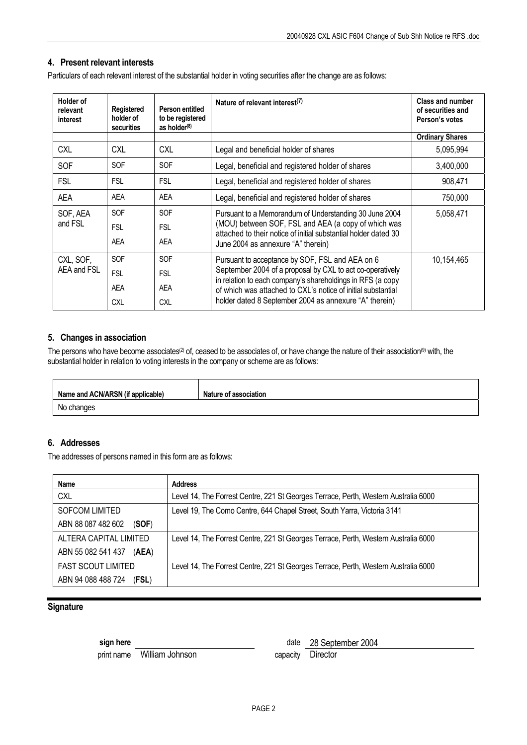## 4. Present relevant interests

Particulars of each relevant interest of the substantial holder in voting securities after the change are as follows:

| Holder of relevant interest | Registered holder of securities | Person entitled to be registered as holder[8] | Nature of relevant interest[7] | Class and number of securities and Person's votes |
|---|---|---|---|---|
| | | | | **Ordinary Shares** |
| CXL | CXL | CXL | Legal and beneficial holder of shares | 5,095,994 |
| SOF | SOF | SOF | Legal, beneficial and registered holder of shares | 3,400,000 |
| FSL | FSL | FSL | Legal, beneficial and registered holder of shares | 908,471 |
| AEA | AEA | AEA | Legal, beneficial and registered holder of shares | 750,000 |
| SOF, AEA and FSL | SOF<br>FSL<br>AEA | SOF<br>FSL<br>AEA | Pursuant to a Memorandum of Understanding 30 June 2004 (MOU) between SOF, FSL and AEA (a copy of which was attached to their notice of initial substantial holder dated 30 June 2004 as annexure "A" therein) | 5,058,471 |
| CXL, SOF, AEA and FSL | SOF<br>FSL<br>AEA<br>CXL | SOF<br>FSL<br>AEA<br>CXL | Pursuant to acceptance by SOF, FSL and AEA on 6 September 2004 of a proposal by CXL to act co-operatively in relation to each company's shareholdings in RFS (a copy of which was attached to CXL's notice of initial substantial holder dated 8 September 2004 as annexure "A" therein) | 10,154,465 |

## 5. Changes in association

The persons who have become associates[2] of, ceased to be associates of, or have change the nature of their association[9] with, the substantial holder in relation to voting interests in the company or scheme are as follows:

| Name and ACN/ARSN (if applicable) | Nature of association |
|---|---|
| No changes | |

## 6. Addresses

The addresses of persons named in this form are as follows:

| Name | Address |
|---|---|
| CXL | Level 14, The Forrest Centre, 221 St Georges Terrace, Perth, Western Australia 6000 |
| SOFCOM LIMITED<br>ABN 88 087 482 602 (**SOF**) | Level 19, The Como Centre, 644 Chapel Street, South Yarra, Victoria 3141 |
| ALTERA CAPITAL LIMITED<br>ABN 55 082 541 437 (**AEA**) | Level 14, The Forrest Centre, 221 St Georges Terrace, Perth, Western Australia 6000 |
| FAST SCOUT LIMITED<br>ABN 94 088 488 724 (**FSL**) | Level 14, The Forrest Centre, 221 St Georges Terrace, Perth, Western Australia 6000 |

## Signature

**sign here** ____________________ date 28 September 2004

print name William Johnson capacity Director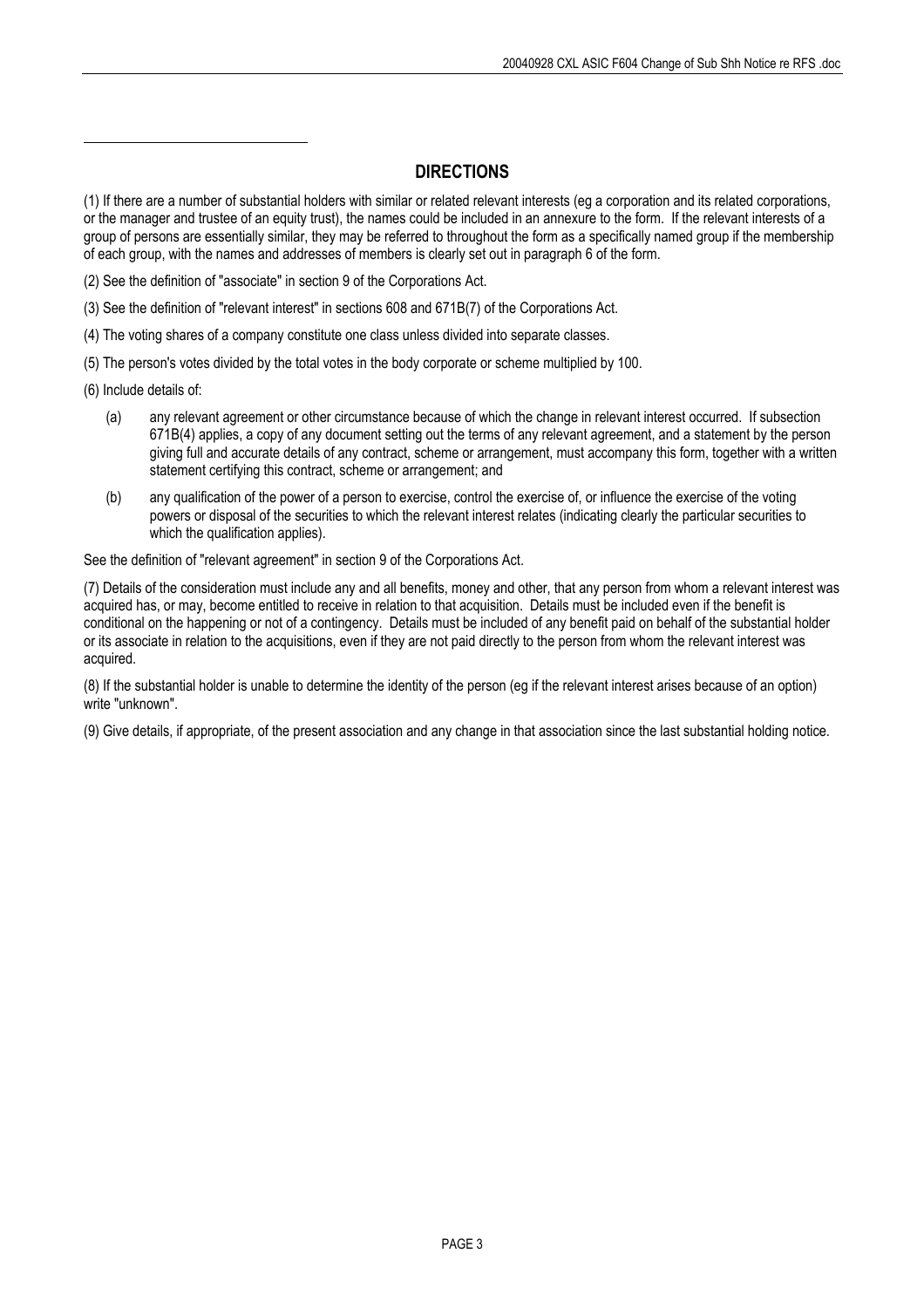## DIRECTIONS

(1) If there are a number of substantial holders with similar or related relevant interests (eg a corporation and its related corporations, or the manager and trustee of an equity trust), the names could be included in an annexure to the form. If the relevant interests of a group of persons are essentially similar, they may be referred to throughout the form as a specifically named group if the membership of each group, with the names and addresses of members is clearly set out in paragraph 6 of the form.

(2) See the definition of "associate" in section 9 of the Corporations Act.

(3) See the definition of "relevant interest" in sections 608 and 671B(7) of the Corporations Act.

(4) The voting shares of a company constitute one class unless divided into separate classes.

(5) The person's votes divided by the total votes in the body corporate or scheme multiplied by 100.

(6) Include details of:

- (a) any relevant agreement or other circumstance because of which the change in relevant interest occurred. If subsection 671B(4) applies, a copy of any document setting out the terms of any relevant agreement, and a statement by the person giving full and accurate details of any contract, scheme or arrangement, must accompany this form, together with a written statement certifying this contract, scheme or arrangement; and
- (b) any qualification of the power of a person to exercise, control the exercise of, or influence the exercise of the voting powers or disposal of the securities to which the relevant interest relates (indicating clearly the particular securities to which the qualification applies).

See the definition of "relevant agreement" in section 9 of the Corporations Act.

(7) Details of the consideration must include any and all benefits, money and other, that any person from whom a relevant interest was acquired has, or may, become entitled to receive in relation to that acquisition. Details must be included even if the benefit is conditional on the happening or not of a contingency. Details must be included of any benefit paid on behalf of the substantial holder or its associate in relation to the acquisitions, even if they are not paid directly to the person from whom the relevant interest was acquired.

(8) If the substantial holder is unable to determine the identity of the person (eg if the relevant interest arises because of an option) write "unknown".

(9) Give details, if appropriate, of the present association and any change in that association since the last substantial holding notice.